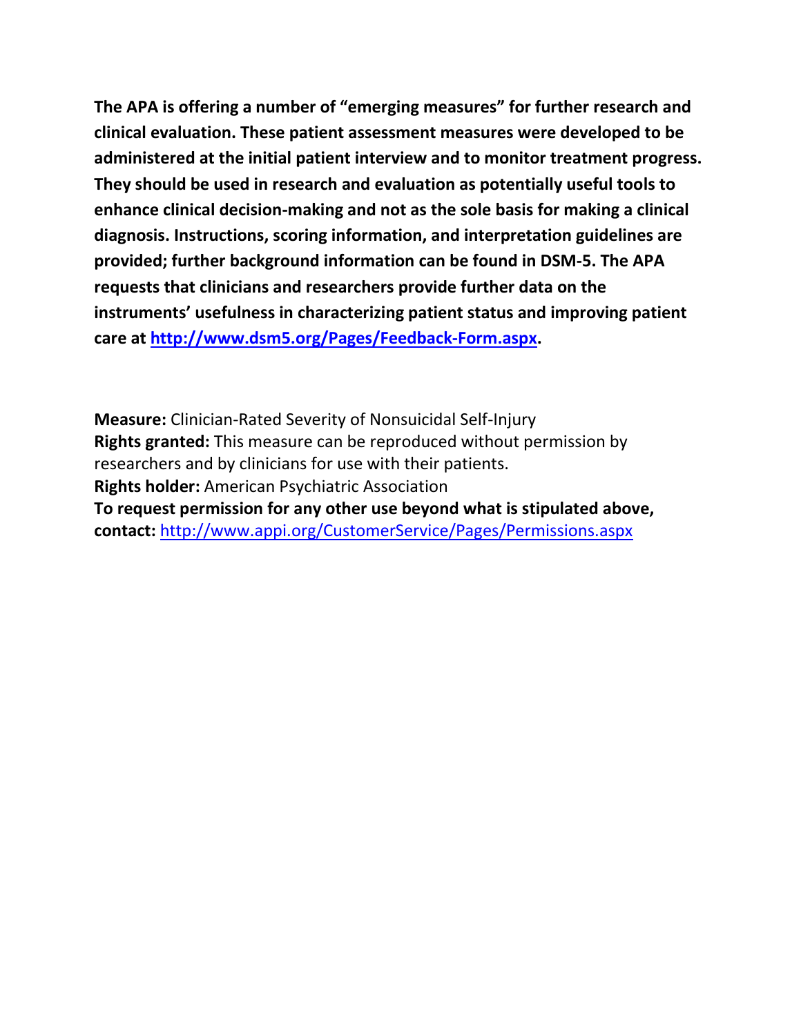**The APA is offering a number of "emerging measures" for further research and clinical evaluation. These patient assessment measures were developed to be administered at the initial patient interview and to monitor treatment progress. They should be used in research and evaluation as potentially useful tools to enhance clinical decision-making and not as the sole basis for making a clinical diagnosis. Instructions, scoring information, and interpretation guidelines are provided; further background information can be found in DSM-5. The APA requests that clinicians and researchers provide further data on the instruments' usefulness in characterizing patient status and improving patient care at [http://www.dsm5.org/Pages/Feedback-Form.aspx](http://www.dsm5.org/Pages/Feedback-Form.aspx).**

**Measure:** Clinician-Rated Severity of Nonsuicidal Self-Injury
**Rights granted:** This measure can be reproduced without permission by researchers and by clinicians for use with their patients.
**Rights holder:** American Psychiatric Association
**To request permission for any other use beyond what is stipulated above, contact:** [http://www.appi.org/CustomerService/Pages/Permissions.aspx](http://www.appi.org/CustomerService/Pages/Permissions.aspx)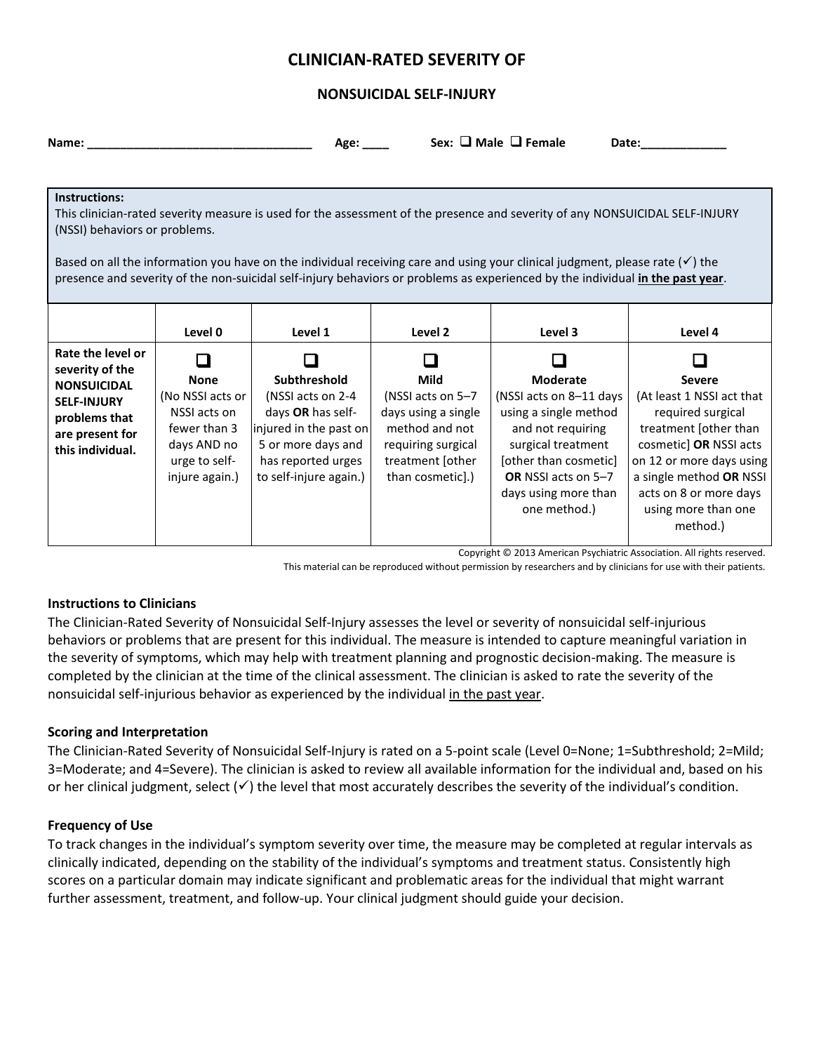# CLINICIAN-RATED SEVERITY OF

## NONSUICIDAL SELF-INJURY

**Name:** ________________________________ **Age:** ____ **Sex:** ❑ **Male** ❑ **Female** **Date:**_____________

**Instructions:**
This clinician-rated severity measure is used for the assessment of the presence and severity of any NONSUICIDAL SELF-INJURY (NSSI) behaviors or problems.

Based on all the information you have on the individual receiving care and using your clinical judgment, please rate (✓) the presence and severity of the non-suicidal self-injury behaviors or problems as experienced by the individual **<u>in the past year</u>**.

| | Level 0 | Level 1 | Level 2 | Level 3 | Level 4 |
|---|---|---|---|---|---|
| **Rate the level or severity of the NONSUICIDAL SELF-INJURY problems that are present for this individual.** | ❑ **None** (No NSSI acts or NSSI acts on fewer than 3 days AND no urge to self-injure again.) | ❑ **Subthreshold** (NSSI acts on 2-4 days **OR** has self-injured in the past on 5 or more days and has reported urges to self-injure again.) | ❑ **Mild** (NSSI acts on 5–7 days using a single method and not requiring surgical treatment [other than cosmetic].) | ❑ **Moderate** (NSSI acts on 8–11 days using a single method and not requiring surgical treatment [other than cosmetic] **OR** NSSI acts on 5–7 days using more than one method.) | ❑ **Severe** (At least 1 NSSI act that required surgical treatment [other than cosmetic] **OR** NSSI acts on 12 or more days using a single method **OR** NSSI acts on 8 or more days using more than one method.) |

Copyright © 2013 American Psychiatric Association. All rights reserved.
This material can be reproduced without permission by researchers and by clinicians for use with their patients.

### Instructions to Clinicians

The Clinician-Rated Severity of Nonsuicidal Self-Injury assesses the level or severity of nonsuicidal self-injurious behaviors or problems that are present for this individual. The measure is intended to capture meaningful variation in the severity of symptoms, which may help with treatment planning and prognostic decision-making. The measure is completed by the clinician at the time of the clinical assessment. The clinician is asked to rate the severity of the nonsuicidal self-injurious behavior as experienced by the individual <u>in the past year</u>.

### Scoring and Interpretation

The Clinician-Rated Severity of Nonsuicidal Self-Injury is rated on a 5-point scale (Level 0=None; 1=Subthreshold; 2=Mild; 3=Moderate; and 4=Severe). The clinician is asked to review all available information for the individual and, based on his or her clinical judgment, select (✓) the level that most accurately describes the severity of the individual's condition.

### Frequency of Use

To track changes in the individual's symptom severity over time, the measure may be completed at regular intervals as clinically indicated, depending on the stability of the individual's symptoms and treatment status. Consistently high scores on a particular domain may indicate significant and problematic areas for the individual that might warrant further assessment, treatment, and follow-up. Your clinical judgment should guide your decision.